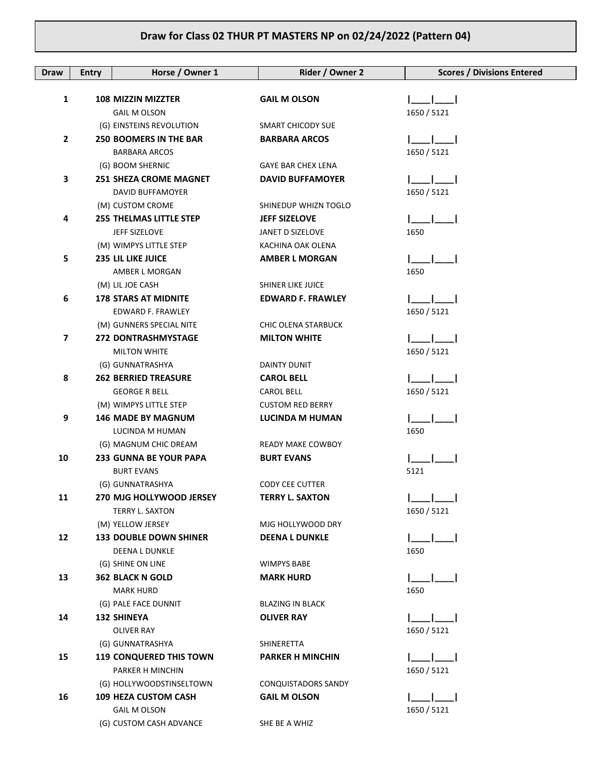# Draw for Class 02 THUR PT MASTERS NP on 02/24/2022 (Pattern 04)

| Draw | Entry | Horse / Owner 1 | Rider / Owner 2 | Scores / Divisions Entered |
|---|---|---|---|---|
| 1 | 108 | **MIZZIN MIZZTER**<br>GAIL M OLSON<br>(G) EINSTEINS REVOLUTION | **GAIL M OLSON**<br><br>SMART CHICODY SUE | \|____\|____\|<br>1650 / 5121 |
| 2 | 250 | **BOOMERS IN THE BAR**<br>BARBARA ARCOS<br>(G) BOOM SHERNIC | **BARBARA ARCOS**<br><br>GAYE BAR CHEX LENA | \|____\|____\|<br>1650 / 5121 |
| 3 | 251 | **SHEZA CROME MAGNET**<br>DAVID BUFFAMOYER<br>(M) CUSTOM CROME | **DAVID BUFFAMOYER**<br><br>SHINEDUP WHIZN TOGLO | \|____\|____\|<br>1650 / 5121 |
| 4 | 255 | **THELMAS LITTLE STEP**<br>JEFF SIZELOVE<br>(M) WIMPYS LITTLE STEP | **JEFF SIZELOVE**<br>JANET D SIZELOVE<br>KACHINA OAK OLENA | \|____\|____\|<br>1650 |
| 5 | 235 | **LIL LIKE JUICE**<br>AMBER L MORGAN<br>(M) LIL JOE CASH | **AMBER L MORGAN**<br><br>SHINER LIKE JUICE | \|____\|____\|<br>1650 |
| 6 | 178 | **STARS AT MIDNITE**<br>EDWARD F. FRAWLEY<br>(M) GUNNERS SPECIAL NITE | **EDWARD F. FRAWLEY**<br><br>CHIC OLENA STARBUCK | \|____\|____\|<br>1650 / 5121 |
| 7 | 272 | **DONTRASHMYSTAGE**<br>MILTON WHITE<br>(G) GUNNATRASHYA | **MILTON WHITE**<br><br>DAINTY DUNIT | \|____\|____\|<br>1650 / 5121 |
| 8 | 262 | **BERRIED TREASURE**<br>GEORGE R BELL<br>(M) WIMPYS LITTLE STEP | **CAROL BELL**<br>CAROL BELL<br>CUSTOM RED BERRY | \|____\|____\|<br>1650 / 5121 |
| 9 | 146 | **MADE BY MAGNUM**<br>LUCINDA M HUMAN<br>(G) MAGNUM CHIC DREAM | **LUCINDA M HUMAN**<br><br>READY MAKE COWBOY | \|____\|____\|<br>1650 |
| 10 | 233 | **GUNNA BE YOUR PAPA**<br>BURT EVANS<br>(G) GUNNATRASHYA | **BURT EVANS**<br><br>CODY CEE CUTTER | \|____\|____\|<br>5121 |
| 11 | 270 | **MJG HOLLYWOOD JERSEY**<br>TERRY L. SAXTON<br>(M) YELLOW JERSEY | **TERRY L. SAXTON**<br><br>MJG HOLLYWOOD DRY | \|____\|____\|<br>1650 / 5121 |
| 12 | 133 | **DOUBLE DOWN SHINER**<br>DEENA L DUNKLE<br>(G) SHINE ON LINE | **DEENA L DUNKLE**<br><br>WIMPYS BABE | \|____\|____\|<br>1650 |
| 13 | 362 | **BLACK N GOLD**<br>MARK HURD<br>(G) PALE FACE DUNNIT | **MARK HURD**<br><br>BLAZING IN BLACK | \|____\|____\|<br>1650 |
| 14 | 132 | **SHINEYA**<br>OLIVER RAY<br>(G) GUNNATRASHYA | **OLIVER RAY**<br><br>SHINERETTA | \|____\|____\|<br>1650 / 5121 |
| 15 | 119 | **CONQUERED THIS TOWN**<br>PARKER H MINCHIN<br>(G) HOLLYWOODSTINSELTOWN | **PARKER H MINCHIN**<br><br>CONQUISTADORS SANDY | \|____\|____\|<br>1650 / 5121 |
| 16 | 109 | **HEZA CUSTOM CASH**<br>GAIL M OLSON<br>(G) CUSTOM CASH ADVANCE | **GAIL M OLSON**<br><br>SHE BE A WHIZ | \|____\|____\|<br>1650 / 5121 |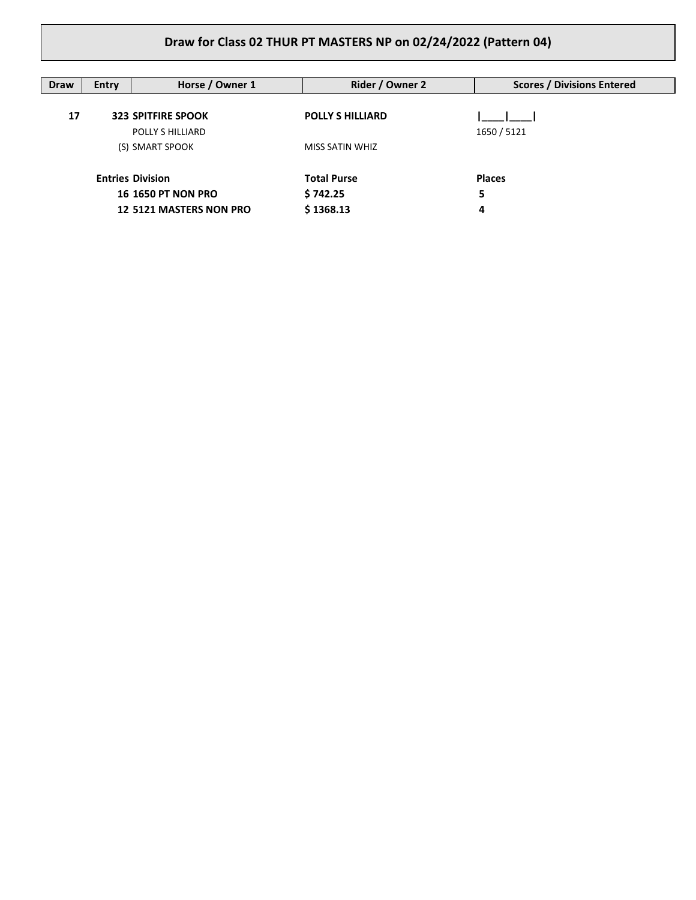## Draw for Class 02 THUR PT MASTERS NP on 02/24/2022 (Pattern 04)

| Draw | Entry | Horse / Owner 1 | Rider / Owner 2 | Scores / Divisions Entered |
|---|---|---|---|---|
| **17** | **323** | **SPITFIRE SPOOK** | **POLLY S HILLIARD** | **\|____\|____\|** |
| | | POLLY S HILLIARD | | 1650 / 5121 |
| | | (S) SMART SPOOK | MISS SATIN WHIZ | |

| Entries | Division | Total Purse | Places |
|---|---|---|---|
| **16** | **1650 PT NON PRO** | **$ 742.25** | **5** |
| **12** | **5121 MASTERS NON PRO** | **$ 1368.13** | **4** |